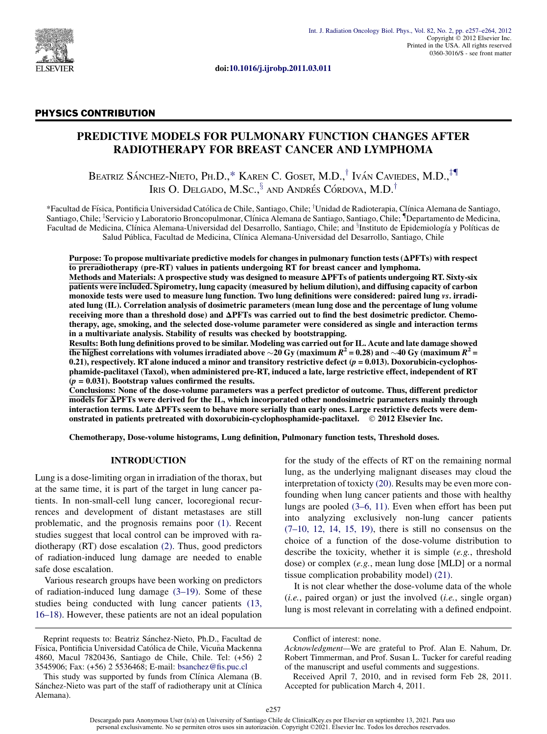doi:10.1016/j.ijrobp.2011.03.011

## PHYSICS CONTRIBUTION

# PREDICTIVE MODELS FOR PULMONARY FUNCTION CHANGES AFTER RADIOTHERAPY FOR BREAST CANCER AND LYMPHOMA

Beatriz Sánchez-Nieto, Ph.D.,[*] Karen C. Goset, M.D.,[†] Iván Caviedes, M.D.,[‡¶] Iris O. Delgado, M.Sc.,[§] and Andrés Córdova, M.D.[†]

[*]Facultad de Física, Pontificia Universidad Católica de Chile, Santiago, Chile; [†]Unidad de Radioterapia, Clínica Alemana de Santiago, Santiago, Chile; [‡]Servicio y Laboratorio Broncopulmonar, Clínica Alemana de Santiago, Santiago, Chile; [¶]Departamento de Medicina, Facultad de Medicina, Clínica Alemana-Universidad del Desarrollo, Santiago, Chile; and [§]Instituto de Epidemiología y Políticas de Salud Pública, Facultad de Medicina, Clínica Alemana-Universidad del Desarrollo, Santiago, Chile

**Purpose: To propose multivariate predictive models for changes in pulmonary function tests (ΔPFTs) with respect to preradiotherapy (pre-RT) values in patients undergoing RT for breast cancer and lymphoma.**

**Methods and Materials: A prospective study was designed to measure ΔPFTs of patients undergoing RT. Sixty-six patients were included. Spirometry, lung capacity (measured by helium dilution), and diffusing capacity of carbon monoxide tests were used to measure lung function. Two lung definitions were considered: paired lung *vs*. irradiated lung (IL). Correlation analysis of dosimetric parameters (mean lung dose and the percentage of lung volume receiving more than a threshold dose) and ΔPFTs was carried out to find the best dosimetric predictor. Chemotherapy, age, smoking, and the selected dose-volume parameter were considered as single and interaction terms in a multivariate analysis. Stability of results was checked by bootstrapping.**

**Results: Both lung definitions proved to be similar. Modeling was carried out for IL. Acute and late damage showed the highest correlations with volumes irradiated above ∼20 Gy (maximum $R^2$ = 0.28) and ∼40 Gy (maximum $R^2$ = 0.21), respectively. RT alone induced a minor and transitory restrictive defect ($p$ = 0.013). Doxorubicin-cyclophosphamide-paclitaxel (Taxol), when administered pre-RT, induced a late, large restrictive effect, independent of RT ($p$ = 0.031). Bootstrap values confirmed the results.**

**Conclusions: None of the dose-volume parameters was a perfect predictor of outcome. Thus, different predictor models for ΔPFTs were derived for the IL, which incorporated other nondosimetric parameters mainly through interaction terms. Late ΔPFTs seem to behave more serially than early ones. Large restrictive defects were demonstrated in patients pretreated with doxorubicin-cyclophosphamide-paclitaxel. © 2012 Elsevier Inc.**

**Chemotherapy, Dose-volume histograms, Lung definition, Pulmonary function tests, Threshold doses.**

## INTRODUCTION

Lung is a dose-limiting organ in irradiation of the thorax, but at the same time, it is part of the target in lung cancer patients. In non-small-cell lung cancer, locoregional recurrences and development of distant metastases are still problematic, and the prognosis remains poor (1). Recent studies suggest that local control can be improved with radiotherapy (RT) dose escalation (2). Thus, good predictors of radiation-induced lung damage are needed to enable safe dose escalation.

Various research groups have been working on predictors of radiation-induced lung damage (3–19). Some of these studies being conducted with lung cancer patients (13, 16–18). However, these patients are not an ideal population for the study of the effects of RT on the remaining normal lung, as the underlying malignant diseases may cloud the interpretation of toxicity (20). Results may be even more confounding when lung cancer patients and those with healthy lungs are pooled (3–6, 11). Even when effort has been put into analyzing exclusively non-lung cancer patients (7–10, 12, 14, 15, 19), there is still no consensus on the choice of a function of the dose-volume distribution to describe the toxicity, whether it is simple (*e.g.*, threshold dose) or complex (*e.g.*, mean lung dose [MLD] or a normal tissue complication probability model) (21).

It is not clear whether the dose-volume data of the whole (*i.e.*, paired organ) or just the involved (*i.e.*, single organ) lung is most relevant in correlating with a defined endpoint.

Reprint requests to: Beatriz Sánchez-Nieto, Ph.D., Facultad de Física, Pontificia Universidad Católica de Chile, Vicuña Mackenna 4860, Macul 7820436, Santiago de Chile, Chile. Tel: (+56) 2 3545906; Fax: (+56) 2 5536468; E-mail: bsanchez@fis.puc.cl

This study was supported by funds from Clínica Alemana (B. Sánchez-Nieto was part of the staff of radiotherapy unit at Clínica Alemana).

Conflict of interest: none.

*Acknowledgment*—We are grateful to Prof. Alan E. Nahum, Dr. Robert Timmerman, and Prof. Susan L. Tucker for careful reading of the manuscript and useful comments and suggestions.

Received April 7, 2010, and in revised form Feb 28, 2011. Accepted for publication March 4, 2011.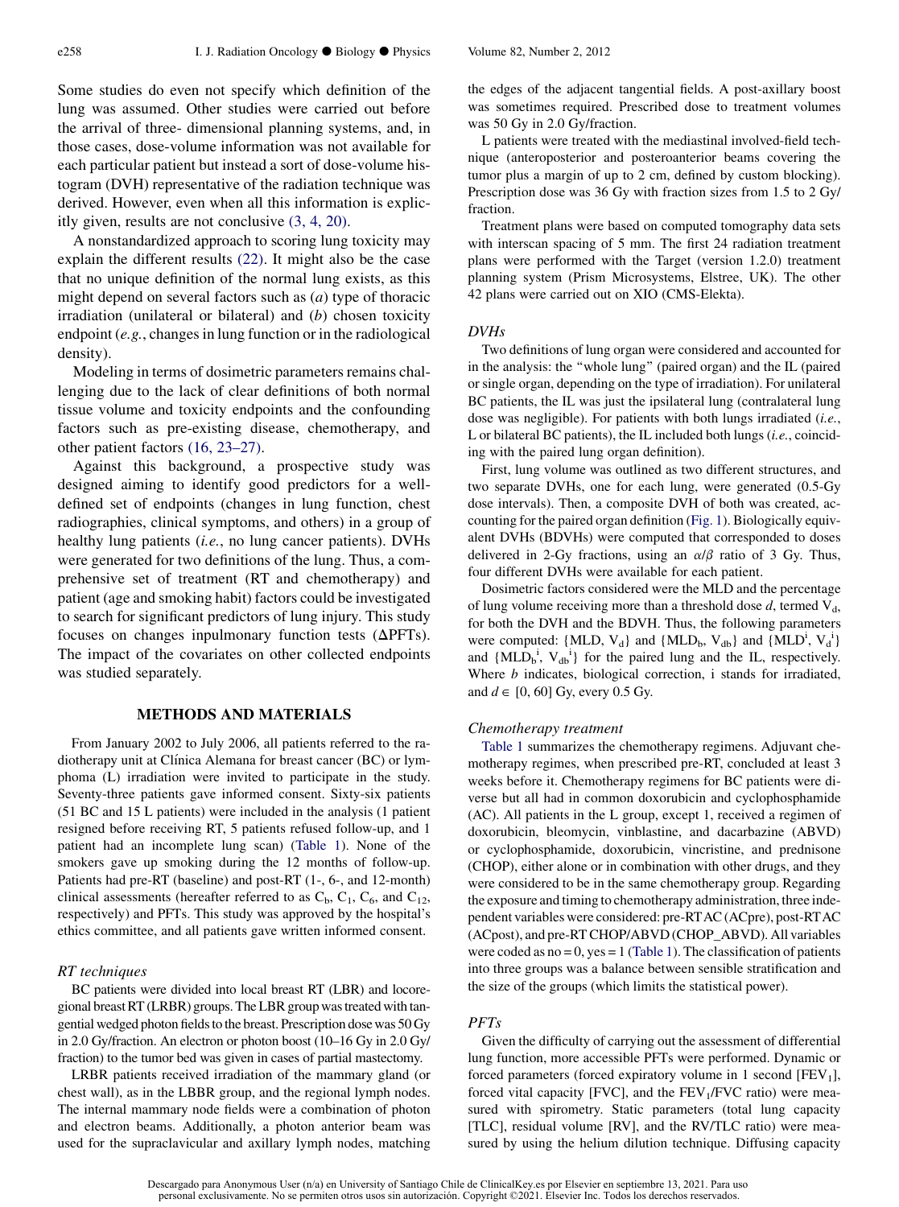Some studies do even not specify which definition of the lung was assumed. Other studies were carried out before the arrival of three- dimensional planning systems, and, in those cases, dose-volume information was not available for each particular patient but instead a sort of dose-volume histogram (DVH) representative of the radiation technique was derived. However, even when all this information is explicitly given, results are not conclusive (3, 4, 20).

A nonstandardized approach to scoring lung toxicity may explain the different results (22). It might also be the case that no unique definition of the normal lung exists, as this might depend on several factors such as (*a*) type of thoracic irradiation (unilateral or bilateral) and (*b*) chosen toxicity endpoint (*e.g.*, changes in lung function or in the radiological density).

Modeling in terms of dosimetric parameters remains challenging due to the lack of clear definitions of both normal tissue volume and toxicity endpoints and the confounding factors such as pre-existing disease, chemotherapy, and other patient factors (16, 23–27).

Against this background, a prospective study was designed aiming to identify good predictors for a well-defined set of endpoints (changes in lung function, chest radiographies, clinical symptoms, and others) in a group of healthy lung patients (*i.e.*, no lung cancer patients). DVHs were generated for two definitions of the lung. Thus, a comprehensive set of treatment (RT and chemotherapy) and patient (age and smoking habit) factors could be investigated to search for significant predictors of lung injury. This study focuses on changes inpulmonary function tests (ΔPFTs). The impact of the covariates on other collected endpoints was studied separately.

## METHODS AND MATERIALS

From January 2002 to July 2006, all patients referred to the radiotherapy unit at Clínica Alemana for breast cancer (BC) or lymphoma (L) irradiation were invited to participate in the study. Seventy-three patients gave informed consent. Sixty-six patients (51 BC and 15 L patients) were included in the analysis (1 patient resigned before receiving RT, 5 patients refused follow-up, and 1 patient had an incomplete lung scan) (Table 1). None of the smokers gave up smoking during the 12 months of follow-up. Patients had pre-RT (baseline) and post-RT (1-, 6-, and 12-month) clinical assessments (hereafter referred to as $C_b$, $C_1$, $C_6$, and $C_{12}$, respectively) and PFTs. This study was approved by the hospital's ethics committee, and all patients gave written informed consent.

### *RT techniques*

BC patients were divided into local breast RT (LBR) and locoregional breast RT (LRBR) groups. The LBR group was treated with tangential wedged photon fields to the breast. Prescription dose was 50 Gy in 2.0 Gy/fraction. An electron or photon boost (10–16 Gy in 2.0 Gy/fraction) to the tumor bed was given in cases of partial mastectomy.

LRBR patients received irradiation of the mammary gland (or chest wall), as in the LBBR group, and the regional lymph nodes. The internal mammary node fields were a combination of photon and electron beams. Additionally, a photon anterior beam was used for the supraclavicular and axillary lymph nodes, matching the edges of the adjacent tangential fields. A post-axillary boost was sometimes required. Prescribed dose to treatment volumes was 50 Gy in 2.0 Gy/fraction.

L patients were treated with the mediastinal involved-field technique (anteroposterior and posteroanterior beams covering the tumor plus a margin of up to 2 cm, defined by custom blocking). Prescription dose was 36 Gy with fraction sizes from 1.5 to 2 Gy/fraction.

Treatment plans were based on computed tomography data sets with interscan spacing of 5 mm. The first 24 radiation treatment plans were performed with the Target (version 1.2.0) treatment planning system (Prism Microsystems, Elstree, UK). The other 42 plans were carried out on XIO (CMS-Elekta).

### *DVHs*

Two definitions of lung organ were considered and accounted for in the analysis: the "whole lung" (paired organ) and the IL (paired or single organ, depending on the type of irradiation). For unilateral BC patients, the IL was just the ipsilateral lung (contralateral lung dose was negligible). For patients with both lungs irradiated (*i.e.*, L or bilateral BC patients), the IL included both lungs (*i.e.*, coinciding with the paired lung organ definition).

First, lung volume was outlined as two different structures, and two separate DVHs, one for each lung, were generated (0.5-Gy dose intervals). Then, a composite DVH of both was created, accounting for the paired organ definition (Fig. 1). Biologically equivalent DVHs (BDVHs) were computed that corresponded to doses delivered in 2-Gy fractions, using an $\alpha/\beta$ ratio of 3 Gy. Thus, four different DVHs were available for each patient.

Dosimetric factors considered were the MLD and the percentage of lung volume receiving more than a threshold dose *d*, termed $V_d$, for both the DVH and the BDVH. Thus, the following parameters were computed: {MLD, $V_d$} and {$MLD_b$, $V_{db}$} and {$MLD^i$, $V_d^i$} and {$MLD_b^i$, $V_{db}^i$} for the paired lung and the IL, respectively. Where *b* indicates, biological correction, i stands for irradiated, and $d \in [0, 60]$ Gy, every 0.5 Gy.

### *Chemotherapy treatment*

Table 1 summarizes the chemotherapy regimens. Adjuvant chemotherapy regimes, when prescribed pre-RT, concluded at least 3 weeks before it. Chemotherapy regimens for BC patients were diverse but all had in common doxorubicin and cyclophosphamide (AC). All patients in the L group, except 1, received a regimen of doxorubicin, bleomycin, vinblastine, and dacarbazine (ABVD) or cyclophosphamide, doxorubicin, vincristine, and prednisone (CHOP), either alone or in combination with other drugs, and they were considered to be in the same chemotherapy group. Regarding the exposure and timing to chemotherapy administration, three independent variables were considered: pre-RT AC (ACpre), post-RT AC (ACpost), and pre-RT CHOP/ABVD (CHOP_ABVD). All variables were coded as no = 0, yes = 1 (Table 1). The classification of patients into three groups was a balance between sensible stratification and the size of the groups (which limits the statistical power).

### *PFTs*

Given the difficulty of carrying out the assessment of differential lung function, more accessible PFTs were performed. Dynamic or forced parameters (forced expiratory volume in 1 second [$FEV_1$], forced vital capacity [FVC], and the $FEV_1$/FVC ratio) were measured with spirometry. Static parameters (total lung capacity [TLC], residual volume [RV], and the RV/TLC ratio) were measured by using the helium dilution technique. Diffusing capacity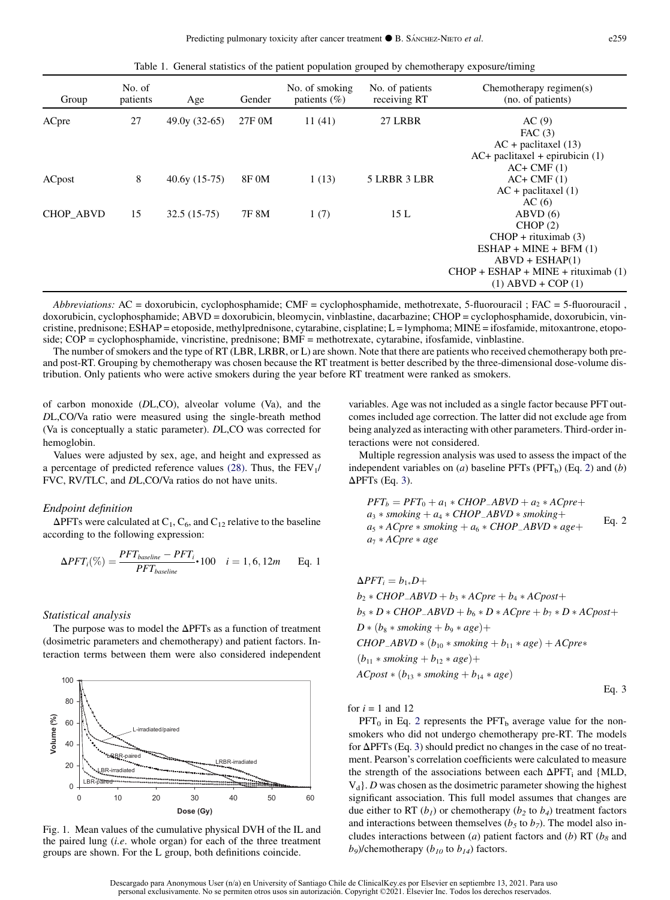Table 1. General statistics of the patient population grouped by chemotherapy exposure/timing

| Group | No. of patients | Age | Gender | No. of smoking patients (%) | No. of patients receiving RT | Chemotherapy regimen(s) (no. of patients) |
|---|---|---|---|---|---|---|
| ACpre | 27 | 49.0y (32-65) | 27F 0M | 11 (41) | 27 LRBR | AC (9)<br>FAC (3)<br>AC + paclitaxel (13)<br>AC+ paclitaxel + epirubicin (1)<br>AC+ CMF (1) |
| ACpost | 8 | 40.6y (15-75) | 8F 0M | 1 (13) | 5 LRBR 3 LBR | AC+ CMF (1)<br>AC + paclitaxel (1)<br>AC (6) |
| CHOP_ABVD | 15 | 32.5 (15-75) | 7F 8M | 1 (7) | 15 L | ABVD (6)<br>CHOP (2)<br>CHOP + rituximab (3)<br>ESHAP + MINE + BFM (1)<br>ABVD + ESHAP(1)<br>CHOP + ESHAP + MINE + rituximab (1)<br>(1) ABVD + COP (1) |

*Abbreviations:* AC = doxorubicin, cyclophosphamide; CMF = cyclophosphamide, methotrexate, 5-fluorouracil ; FAC = 5-fluorouracil , doxorubicin, cyclophosphamide; ABVD = doxorubicin, bleomycin, vinblastine, dacarbazine; CHOP = cyclophosphamide, doxorubicin, vincristine, prednisone; ESHAP = etoposide, methylprednisone, cytarabine, cisplatine; L = lymphoma; MINE = ifosfamide, mitoxantrone, etoposide; COP = cyclophosphamide, vincristine, prednisone; BMF = methotrexate, cytarabine, ifosfamide, vinblastine.

The number of smokers and the type of RT (LBR, LRBR, or L) are shown. Note that there are patients who received chemotherapy both pre- and post-RT. Grouping by chemotherapy was chosen because the RT treatment is better described by the three-dimensional dose-volume distribution. Only patients who were active smokers during the year before RT treatment were ranked as smokers.

of carbon monoxide (*D*L,CO), alveolar volume (Va), and the *D*L,CO/Va ratio were measured using the single-breath method (Va is conceptually a static parameter). *D*L,CO was corrected for hemoglobin.

Values were adjusted by sex, age, and height and expressed as a percentage of predicted reference values (28). Thus, the $FEV_1$/FVC, RV/TLC, and *D*L,CO/Va ratios do not have units.

### Endpoint definition

ΔPFTs were calculated at $C_1$, $C_6$, and $C_{12}$ relative to the baseline according to the following expression:

$$\Delta PFT_i(\%) = \frac{PFT_{baseline} - PFT_i}{PFT_{baseline}} \cdot 100 \quad i = 1, 6, 12m \qquad \text{Eq. 1}$$

### Statistical analysis

The purpose was to model the ΔPFTs as a function of treatment (dosimetric parameters and chemotherapy) and patient factors. Interaction terms between them were also considered independent variables. Age was not included as a single factor because PFT outcomes included age correction. The latter did not exclude age from being analyzed as interacting with other parameters. Third-order interactions were not considered.

Multiple regression analysis was used to assess the impact of the independent variables on (*a*) baseline PFTs ($PFT_b$) (Eq. 2) and (*b*) ΔPFTs (Eq. 3).

$$\begin{aligned} PFT_b = {} & PFT_0 + a_1 * CHOP\_ABVD + a_2 * ACpre + \\ & a_3 * smoking + a_4 * CHOP\_ABVD * smoking + \\ & a_5 * ACpre * smoking + a_6 * CHOP\_ABVD * age + \\ & a_7 * ACpre * age \end{aligned} \qquad \text{Eq. 2}$$

$$\begin{aligned} \Delta PFT_i = {} & b_1 * D + \\ & b_2 * CHOP\_ABVD + b_3 * ACpre + b_4 * ACpost + \\ & b_5 * D * CHOP\_ABVD + b_6 * D * ACpre + b_7 * D * ACpost + \\ & D * (b_8 * smoking + b_9 * age) + \\ & CHOP\_ABVD * (b_{10} * smoking + b_{11} * age) + ACpre * \\ & (b_{11} * smoking + b_{12} * age) + \\ & ACpost * (b_{13} * smoking + b_{14} * age) \end{aligned} \qquad \text{Eq. 3}$$

for *i* = 1 and 12

$PFT_0$ in Eq. 2 represents the $PFT_b$ average value for the nonsmokers who did not undergo chemotherapy pre-RT. The models for ΔPFTs (Eq. 3) should predict no changes in the case of no treatment. Pearson's correlation coefficients were calculated to measure the strength of the associations between each $\Delta PFT_i$ and {MLD, $V_d$}. *D* was chosen as the dosimetric parameter showing the highest significant association. This full model assumes that changes are due either to RT ($b_1$) or chemotherapy ($b_2$ to $b_4$) treatment factors and interactions between themselves ($b_5$ to $b_7$). The model also includes interactions between (*a*) patient factors and (*b*) RT ($b_8$ and $b_9$)/chemotherapy ($b_{10}$ to $b_{14}$) factors.

Fig. 1. Mean values of the cumulative physical DVH of the IL and the paired lung (*i.e.* whole organ) for each of the three treatment groups are shown. For the L group, both definitions coincide.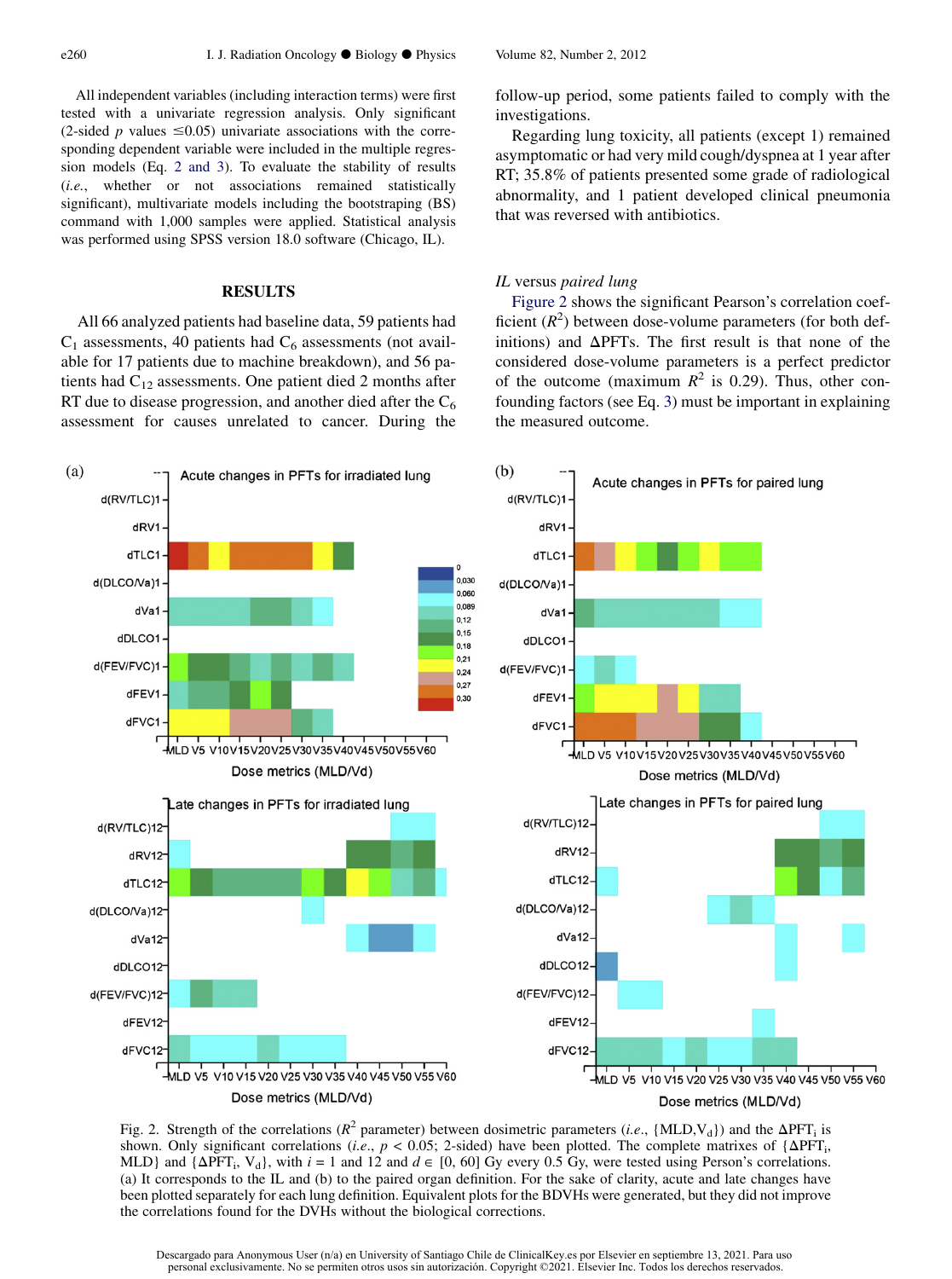All independent variables (including interaction terms) were first tested with a univariate regression analysis. Only significant (2-sided $p$ values $\leq$0.05) univariate associations with the corresponding dependent variable were included in the multiple regression models (Eq. 2 and 3). To evaluate the stability of results (*i.e.*, whether or not associations remained statistically significant), multivariate models including the bootstraping (BS) command with 1,000 samples were applied. Statistical analysis was performed using SPSS version 18.0 software (Chicago, IL).

## RESULTS

All 66 analyzed patients had baseline data, 59 patients had $C_1$ assessments, 40 patients had $C_6$ assessments (not available for 17 patients due to machine breakdown), and 56 patients had $C_{12}$ assessments. One patient died 2 months after RT due to disease progression, and another died after the $C_6$ assessment for causes unrelated to cancer. During the follow-up period, some patients failed to comply with the investigations.

Regarding lung toxicity, all patients (except 1) remained asymptomatic or had very mild cough/dyspnea at 1 year after RT; 35.8% of patients presented some grade of radiological abnormality, and 1 patient developed clinical pneumonia that was reversed with antibiotics.

### *IL* versus *paired lung*

Figure 2 shows the significant Pearson's correlation coefficient ($R^2$) between dose-volume parameters (for both definitions) and $\Delta$PFTs. The first result is that none of the considered dose-volume parameters is a perfect predictor of the outcome (maximum $R^2$ is 0.29). Thus, other confounding factors (see Eq. 3) must be important in explaining the measured outcome.

Fig. 2. Strength of the correlations ($R^2$ parameter) between dosimetric parameters (*i.e.*, {MLD,$V_d$}) and the $\Delta PFT_i$ is shown. Only significant correlations (*i.e.*, $p < 0.05$; 2-sided) have been plotted. The complete matrixes of {$\Delta PFT_i$, MLD} and {$\Delta PFT_i$, $V_d$}, with $i$ = 1 and 12 and $d \in$ [0, 60] Gy every 0.5 Gy, were tested using Person's correlations. (a) It corresponds to the IL and (b) to the paired organ definition. For the sake of clarity, acute and late changes have been plotted separately for each lung definition. Equivalent plots for the BDVHs were generated, but they did not improve the correlations found for the DVHs without the biological corrections.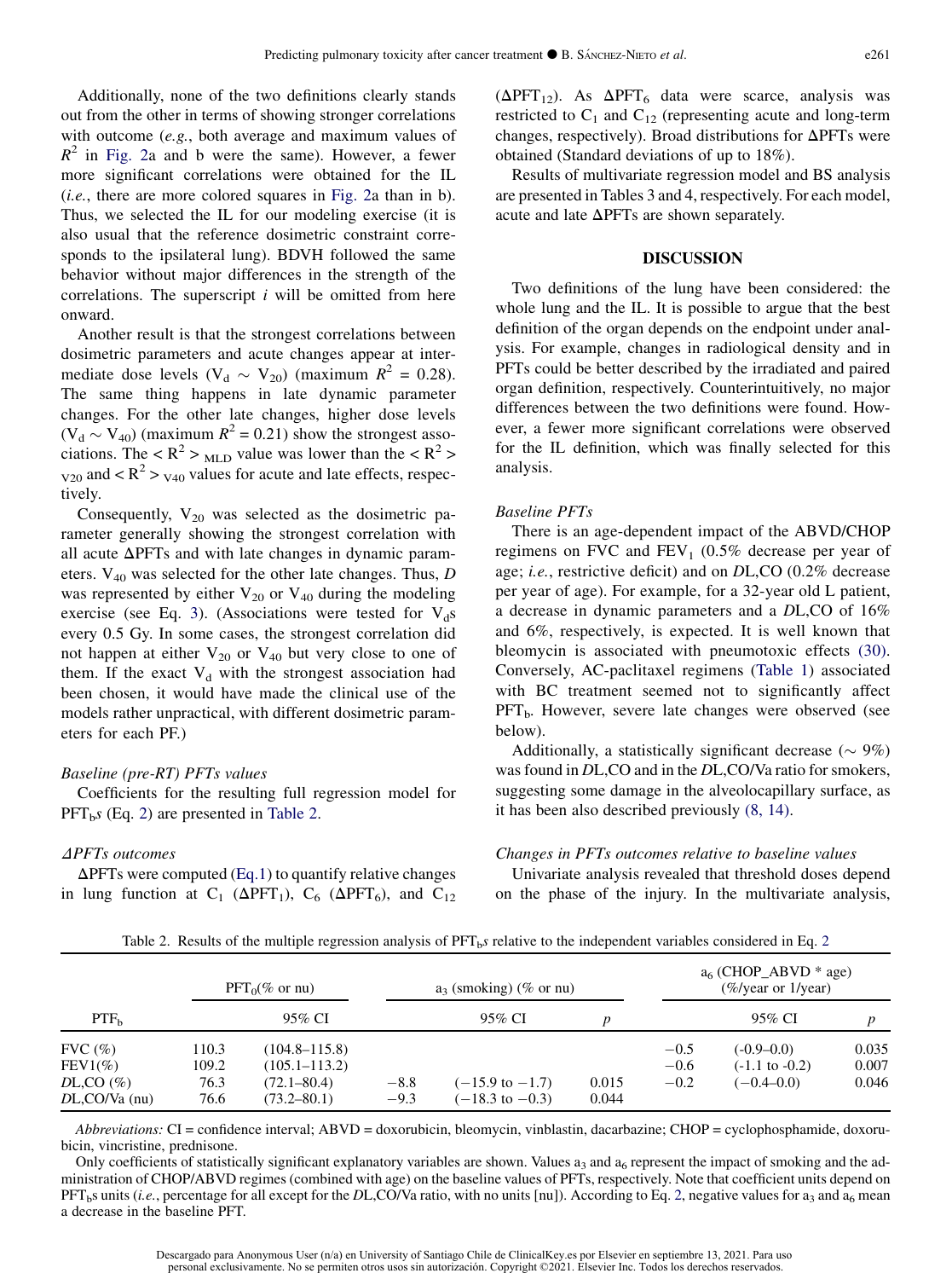Additionally, none of the two definitions clearly stands out from the other in terms of showing stronger correlations with outcome (*e.g.*, both average and maximum values of $R^2$ in Fig. 2a and b were the same). However, a fewer more significant correlations were obtained for the IL (*i.e.*, there are more colored squares in Fig. 2a than in b). Thus, we selected the IL for our modeling exercise (it is also usual that the reference dosimetric constraint corresponds to the ipsilateral lung). BDVH followed the same behavior without major differences in the strength of the correlations. The superscript *i* will be omitted from here onward.

Another result is that the strongest correlations between dosimetric parameters and acute changes appear at intermediate dose levels ($V_d \sim V_{20}$) (maximum $R^2$ = 0.28). The same thing happens in late dynamic parameter changes. For the other late changes, higher dose levels ($V_d \sim V_{40}$) (maximum $R^2$ = 0.21) show the strongest associations. The $< R^2 >_{MLD}$ value was lower than the $< R^2 >_{V20}$ and $< R^2 >_{V40}$ values for acute and late effects, respectively.

Consequently, $V_{20}$ was selected as the dosimetric parameter generally showing the strongest correlation with all acute ΔPFTs and with late changes in dynamic parameters. $V_{40}$ was selected for the other late changes. Thus, *D* was represented by either $V_{20}$ or $V_{40}$ during the modeling exercise (see Eq. 3). (Associations were tested for $V_d$s every 0.5 Gy. In some cases, the strongest correlation did not happen at either $V_{20}$ or $V_{40}$ but very close to one of them. If the exact $V_d$ with the strongest association had been chosen, it would have made the clinical use of the models rather unpractical, with different dosimetric parameters for each PF.)

### *Baseline (pre-RT) PFTs values*

Coefficients for the resulting full regression model for $PFT_b$*s* (Eq. 2) are presented in Table 2.

### *ΔPFTs outcomes*

ΔPFTs were computed (Eq.1) to quantify relative changes in lung function at $C_1$ ($\Delta PFT_1$), $C_6$ ($\Delta PFT_6$), and $C_{12}$ ($\Delta PFT_{12}$). As $\Delta PFT_6$ data were scarce, analysis was restricted to $C_1$ and $C_{12}$ (representing acute and long-term changes, respectively). Broad distributions for ΔPFTs were obtained (Standard deviations of up to 18%).

Results of multivariate regression model and BS analysis are presented in Tables 3 and 4, respectively. For each model, acute and late ΔPFTs are shown separately.

## DISCUSSION

Two definitions of the lung have been considered: the whole lung and the IL. It is possible to argue that the best definition of the organ depends on the endpoint under analysis. For example, changes in radiological density and in PFTs could be better described by the irradiated and paired organ definition, respectively. Counterintuitively, no major differences between the two definitions were found. However, a fewer more significant correlations were observed for the IL definition, which was finally selected for this analysis.

### *Baseline PFTs*

There is an age-dependent impact of the ABVD/CHOP regimens on FVC and $FEV_1$ (0.5% decrease per year of age; *i.e.*, restrictive deficit) and on *D*L,CO (0.2% decrease per year of age). For example, for a 32-year old L patient, a decrease in dynamic parameters and a *D*L,CO of 16% and 6%, respectively, is expected. It is well known that bleomycin is associated with pneumotoxic effects (30). Conversely, AC-paclitaxel regimens (Table 1) associated with BC treatment seemed not to significantly affect $PFT_b$. However, severe late changes were observed (see below).

Additionally, a statistically significant decrease (~ 9%) was found in *D*L,CO and in the *D*L,CO/Va ratio for smokers, suggesting some damage in the alveolocapillary surface, as it has been also described previously (8, 14).

### *Changes in PFTs outcomes relative to baseline values*

Univariate analysis revealed that threshold doses depend on the phase of the injury. In the multivariate analysis,

Table 2. Results of the multiple regression analysis of $PFT_b$*s* relative to the independent variables considered in Eq. 2

| $PTF_b$ | $PFT_0$(% or nu) | | $a_3$ (smoking) (% or nu) | | | $a_6$ (CHOP_ABVD * age) (%/year or 1/year) | | |
|---|---|---|---|---|---|---|---|---|
| | | 95% CI | | 95% CI | *p* | | 95% CI | *p* |
| FVC (%) | 110.3 | (104.8–115.8) | | | | −0.5 | (-0.9–0.0) | 0.035 |
| FEV1(%) | 109.2 | (105.1–113.2) | | | | −0.6 | (-1.1 to -0.2) | 0.007 |
| *D*L,CO (%) | 76.3 | (72.1–80.4) | −8.8 | (−15.9 to −1.7) | 0.015 | −0.2 | (−0.4–0.0) | 0.046 |
| *D*L,CO/Va (nu) | 76.6 | (73.2–80.1) | −9.3 | (−18.3 to −0.3) | 0.044 | | | |

*Abbreviations:* CI = confidence interval; ABVD = doxorubicin, bleomycin, vinblastin, dacarbazine; CHOP = cyclophosphamide, doxorubicin, vincristine, prednisone.

Only coefficients of statistically significant explanatory variables are shown. Values $a_3$ and $a_6$ represent the impact of smoking and the administration of CHOP/ABVD regimes (combined with age) on the baseline values of PFTs, respectively. Note that coefficient units depend on $PFT_b$s units (*i.e.*, percentage for all except for the *D*L,CO/Va ratio, with no units [nu]). According to Eq. 2, negative values for $a_3$ and $a_6$ mean a decrease in the baseline PFT.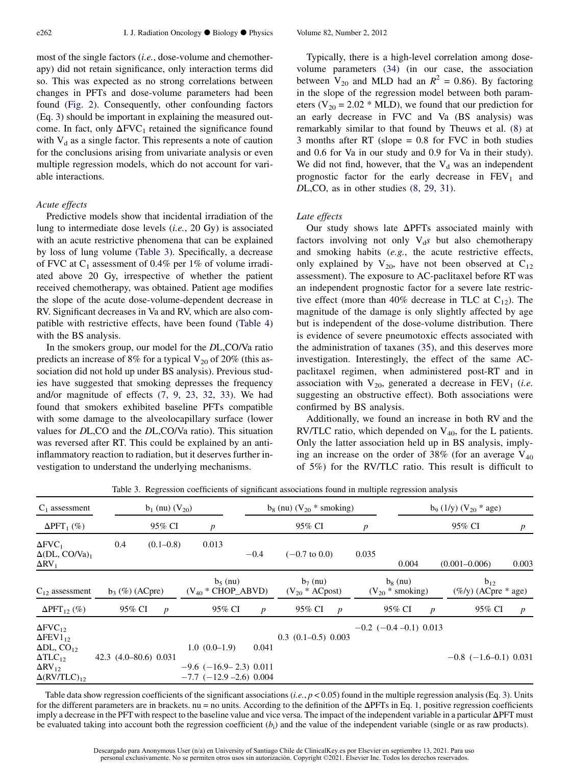most of the single factors (*i.e.*, dose-volume and chemotherapy) did not retain significance, only interaction terms did so. This was expected as no strong correlations between changes in PFTs and dose-volume parameters had been found (Fig. 2). Consequently, other confounding factors (Eq. 3) should be important in explaining the measured outcome. In fact, only $\Delta FVC_1$ retained the significance found with $V_d$ as a single factor. This represents a note of caution for the conclusions arising from univariate analysis or even multiple regression models, which do not account for variable interactions.

*Acute effects*

Predictive models show that incidental irradiation of the lung to intermediate dose levels (*i.e.*, 20 Gy) is associated with an acute restrictive phenomena that can be explained by loss of lung volume (Table 3). Specifically, a decrease of FVC at $C_1$ assessment of 0.4% per 1% of volume irradiated above 20 Gy, irrespective of whether the patient received chemotherapy, was obtained. Patient age modifies the slope of the acute dose-volume-dependent decrease in RV. Significant decreases in Va and RV, which are also compatible with restrictive effects, have been found (Table 4) with the BS analysis.

In the smokers group, our model for the *D*L,CO/Va ratio predicts an increase of 8% for a typical $V_{20}$ of 20% (this association did not hold up under BS analysis). Previous studies have suggested that smoking depresses the frequency and/or magnitude of effects (7, 9, 23, 32, 33). We had found that smokers exhibited baseline PFTs compatible with some damage to the alveolocapillary surface (lower values for *D*L,CO and the *D*L,CO/Va ratio). This situation was reversed after RT. This could be explained by an anti-inflammatory reaction to radiation, but it deserves further investigation to understand the underlying mechanisms.

Typically, there is a high-level correlation among dose-volume parameters (34) (in our case, the association between $V_{20}$ and MLD had an $R^2$ = 0.86). By factoring in the slope of the regression model between both parameters ($V_{20} = 2.02 * MLD$), we found that our prediction for an early decrease in FVC and Va (BS analysis) was remarkably similar to that found by Theuws et al. (8) at 3 months after RT (slope = 0.8 for FVC in both studies and 0.6 for Va in our study and 0.9 for Va in their study). We did not find, however, that the $V_d$ was an independent prognostic factor for the early decrease in $FEV_1$ and *D*L,CO, as in other studies (8, 29, 31).

*Late effects*

Our study shows late $\Delta$PFTs associated mainly with factors involving not only $V_d s$ but also chemotherapy and smoking habits (*e.g.*, the acute restrictive effects, only explained by $V_{20}$, have not been observed at $C_{12}$ assessment). The exposure to AC-paclitaxel before RT was an independent prognostic factor for a severe late restrictive effect (more than 40% decrease in TLC at $C_{12}$). The magnitude of the damage is only slightly affected by age but is independent of the dose-volume distribution. There is evidence of severe pneumotoxic effects associated with the administration of taxanes (35), and this deserves more investigation. Interestingly, the effect of the same AC-paclitaxel regimen, when administered post-RT and in association with $V_{20}$, generated a decrease in $FEV_1$ (*i.e.* suggesting an obstructive effect). Both associations were confirmed by BS analysis.

Additionally, we found an increase in both RV and the RV/TLC ratio, which depended on $V_{40}$, for the L patients. Only the latter association held up in BS analysis, implying an increase on the order of 38% (for an average $V_{40}$ of 5%) for the RV/TLC ratio. This result is difficult to

Table 3. Regression coefficients of significant associations found in multiple regression analysis

| $C_1$ assessment | $b_1$ (nu) ($V_{20}$) | | | $b_8$ (nu) ($V_{20}$ * smoking) | | | $b_9$ (1/y) ($V_{20}$ * age) | | |
|---|---|---|---|---|---|---|---|---|---|
| $\Delta PFT_1$ (%) | | 95% CI | $p$ | | 95% CI | $p$ | | 95% CI | $p$ |
| $\Delta FVC_1$ | 0.4 | (0.1–0.8) | 0.013 | | | | | | |
| $\Delta(DL, CO/Va)_1$ | | | | −0.4 | (−0.7 to 0.0) | 0.035 | | | |
| $\Delta RV_1$ | | | | | | | 0.004 | (0.001–0.006) | 0.003 |

| $C_{12}$ assessment | $b_3$ (%) (ACpre) | | | $b_5$ (nu) ($V_{40}$ * CHOP_ABVD) | | | $b_7$ (nu) ($V_{20}$ * ACpost) | | | $b_8$ (nu) ($V_{20}$ * smoking) | | | $b_{12}$ (%/y) (ACpre * age) | | |
|---|---|---|---|---|---|---|---|---|---|---|---|---|---|---|---|
| $\Delta PFT_{12}$ (%) | | 95% CI | $p$ | | 95% CI | $p$ | | 95% CI | $p$ | | 95% CI | $p$ | | 95% CI | $p$ |
| $\Delta FVC_{12}$ | | | | | | | | | | −0.2 | (−0.4 –0.1) | 0.013 | | | |
| $\Delta FEV1_{12}$ | | | | | | | 0.3 | (0.1–0.5) | 0.003 | | | | | | |
| $\Delta DL, CO_{12}$ | | | | 1.0 | (0.0–1.9) | 0.041 | | | | | | | | | |
| $\Delta TLC_{12}$ | 42.3 | (4.0–80.6) | 0.031 | | | | | | | | | | −0.8 | (−1.6–0.1) | 0.031 |
| $\Delta RV_{12}$ | | | | −9.6 | (−16.9– 2.3) | 0.011 | | | | | | | | | |
| $\Delta(RV/TLC)_{12}$ | | | | −7.7 | (−12.9 –2.6) | 0.004 | | | | | | | | | |

Table data show regression coefficients of the significant associations (*i.e.*, $p < 0.05$) found in the multiple regression analysis (Eq. 3). Units for the different parameters are in brackets. nu = no units. According to the definition of the $\Delta$PFTs in Eq. 1, positive regression coefficients imply a decrease in the PFT with respect to the baseline value and vice versa. The impact of the independent variable in a particular $\Delta$PFT must be evaluated taking into account both the regression coefficient ($b_i$) and the value of the independent variable (single or as raw products).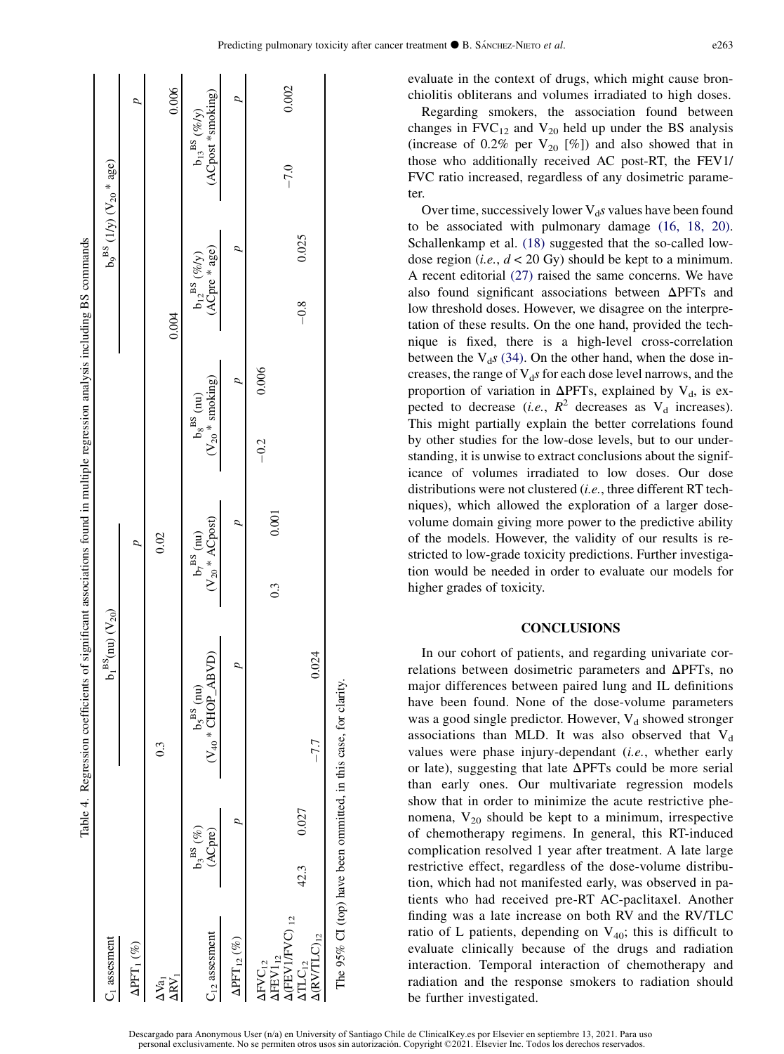Table 4. Regression coefficients of significant associations found in multiple regression analysis including BS commands

| $C_1$ assesment | $b_1^{BS}$(nu) ($V_{20}$) | $p$ | $b_9^{BS}$ (1/y) ($V_{20}$ * age) | $p$ |
|---|---|---|---|---|
| $\Delta PFT_1$ (%) | | | | |
| $\Delta Va_1$ | 0.3 | 0.02 | | |
| $\Delta RV_1$ | | | 0.004 | 0.006 |

| $C_{12}$ assesment | $b_3^{BS}$ (%) (ACpre) | $p$ | $b_5^{BS}$ (nu) ($V_{40}$ * CHOP_ABVD) | $p$ | $b_7^{BS}$ (nu) ($V_{20}$ * ACpost) | $p$ | $b_8^{BS}$ (nu) ($V_{20}$ * smoking) | $p$ | $b_{12}^{BS}$ (%/y) (ACpre * age) | $p$ | $b_{13}^{BS}$ (%/y) (ACpost *smoking) | $p$ |
|---|---|---|---|---|---|---|---|---|---|---|---|---|
| $\Delta PFT_{12}$ (%) | | | | | | | | | | | | |
| $\Delta FVC_{12}$ | | | | | | | −0.2 | 0.006 | | | | |
| $\Delta FEV1_{12}$ | | | | | 0.3 | 0.001 | | | | | | |
| $\Delta(FEV1/FVC)_{12}$ | | | | | | | | | | | −7.0 | 0.002 |
| $\Delta TLC_{12}$ | 42.3 | 0.027 | | | | | | | −0.8 | 0.025 | | |
| $\Delta(RV/TLC)_{12}$ | | | −7.7 | 0.024 | | | | | | | | |

The 95% CI (top) have been ommitted, in this case, for clarity.

evaluate in the context of drugs, which might cause bronchiolitis obliterans and volumes irradiated to high doses.

Regarding smokers, the association found between changes in $FVC_{12}$ and $V_{20}$ held up under the BS analysis (increase of 0.2% per $V_{20}$ [%]) and also showed that in those who additionally received AC post-RT, the FEV1/FVC ratio increased, regardless of any dosimetric parameter.

Over time, successively lower $V_d$s values have been found to be associated with pulmonary damage (16, 18, 20). Schallenkamp et al. (18) suggested that the so-called low-dose region (*i.e.*, $d < 20$ Gy) should be kept to a minimum. A recent editorial (27) raised the same concerns. We have also found significant associations between ΔPFTs and low threshold doses. However, we disagree on the interpretation of these results. On the one hand, provided the technique is fixed, there is a high-level cross-correlation between the $V_d$s (34). On the other hand, when the dose increases, the range of $V_d$s for each dose level narrows, and the proportion of variation in ΔPFTs, explained by $V_d$, is expected to decrease (*i.e.*, $R^2$ decreases as $V_d$ increases). This might partially explain the better correlations found by other studies for the low-dose levels, but to our understanding, it is unwise to extract conclusions about the significance of volumes irradiated to low doses. Our dose distributions were not clustered (*i.e.*, three different RT techniques), which allowed the exploration of a larger dose-volume domain giving more power to the predictive ability of the models. However, the validity of our results is restricted to low-grade toxicity predictions. Further investigation would be needed in order to evaluate our models for higher grades of toxicity.

## CONCLUSIONS

In our cohort of patients, and regarding univariate correlations between dosimetric parameters and ΔPFTs, no major differences between paired lung and IL definitions have been found. None of the dose-volume parameters was a good single predictor. However, $V_d$ showed stronger associations than MLD. It was also observed that $V_d$ values were phase injury-dependant (*i.e.*, whether early or late), suggesting that late ΔPFTs could be more serial than early ones. Our multivariate regression models show that in order to minimize the acute restrictive phenomena, $V_{20}$ should be kept to a minimum, irrespective of chemotherapy regimens. In general, this RT-induced complication resolved 1 year after treatment. A late large restrictive effect, regardless of the dose-volume distribution, which had not manifested early, was observed in patients who had received pre-RT AC-paclitaxel. Another finding was a late increase on both RV and the RV/TLC ratio of L patients, depending on $V_{40}$; this is difficult to evaluate clinically because of the drugs and radiation interaction. Temporal interaction of chemotherapy and radiation and the response smokers to radiation should be further investigated.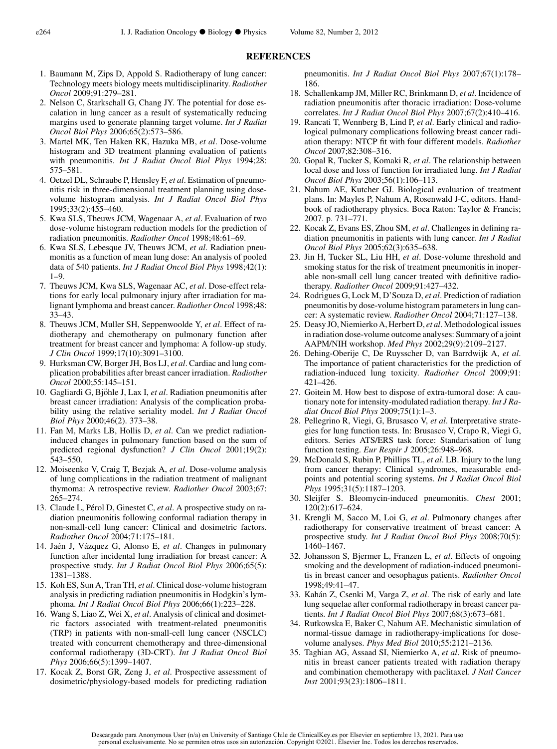## REFERENCES

1. Baumann M, Zips D, Appold S. Radiotherapy of lung cancer: Technology meets biology meets multidisciplinarity. *Radiother Oncol* 2009;91:279–281.
2. Nelson C, Starkschall G, Chang JY. The potential for dose escalation in lung cancer as a result of systematically reducing margins used to generate planning target volume. *Int J Radiat Oncol Biol Phys* 2006;65(2):573–586.
3. Martel MK, Ten Haken RK, Hazuka MB, *et al*. Dose-volume histogram and 3D treatment planning evaluation of patients with pneumonitis. *Int J Radiat Oncol Biol Phys* 1994;28: 575–581.
4. Oetzel DL, Schraube P, Hensley F, *et al*. Estimation of pneumonitis risk in three-dimensional treatment planning using dose-volume histogram analysis. *Int J Radiat Oncol Biol Phys* 1995;33(2):455–460.
5. Kwa SLS, Theuws JCM, Wagenaar A, *et al*. Evaluation of two dose-volume histogram reduction models for the prediction of radiation pneumonitis. *Radiother Oncol* 1998;48:61–69.
6. Kwa SLS, Lebesque JV, Theuws JCM, *et al*. Radiation pneumonitis as a function of mean lung dose: An analysis of pooled data of 540 patients. *Int J Radiat Oncol Biol Phys* 1998;42(1): 1–9.
7. Theuws JCM, Kwa SLS, Wagenaar AC, *et al*. Dose-effect relations for early local pulmonary injury after irradiation for malignant lymphoma and breast cancer. *Radiother Oncol* 1998;48: 33–43.
8. Theuws JCM, Muller SH, Seppenwoolde Y, *et al*. Effect of radiotherapy and chemotherapy on pulmonary function after treatment for breast cancer and lymphoma: A follow-up study. *J Clin Oncol* 1999;17(10):3091–3100.
9. Hurksman CW, Borger JH, Bos LJ, *et al*. Cardiac and lung complication probabilities after breast cancer irradiation. *Radiother Oncol* 2000;55:145–151.
10. Gagliardi G, Björhle J, Lax I, *et al*. Radiation pneumonitis after breast cancer irradiation: Analysis of the complication probability using the relative seriality model. *Int J Radiat Oncol Biol Phys* 2000;46(2). 373–38.
11. Fan M, Marks LB, Hollis D, *et al*. Can we predict radiation-induced changes in pulmonary function based on the sum of predicted regional dysfunction? *J Clin Oncol* 2001;19(2): 543–550.
12. Moiseenko V, Craig T, Bezjak A, *et al*. Dose-volume analysis of lung complications in the radiation treatment of malignant thymoma: A retrospective review. *Radiother Oncol* 2003;67: 265–274.
13. Claude L, Pérol D, Ginestet C, *et al*. A prospective study on radiation pneumonitis following conformal radiation therapy in non-small-cell lung cancer: Clinical and dosimetric factors. *Radiother Oncol* 2004;71:175–181.
14. Jaén J, Vázquez G, Alonso E, *et al*. Changes in pulmonary function after incidental lung irradiation for breast cancer: A prospective study. *Int J Radiat Oncol Biol Phys* 2006;65(5): 1381–1388.
15. Koh ES, Sun A, Tran TH, *et al*. Clinical dose-volume histogram analysis in predicting radiation pneumonitis in Hodgkin's lymphoma. *Int J Radiat Oncol Biol Phys* 2006;66(1):223–228.
16. Wang S, Liao Z, Wei X, *et al*. Analysis of clinical and dosimetric factors associated with treatment-related pneumonitis (TRP) in patients with non-small-cell lung cancer (NSCLC) treated with concurrent chemotherapy and three-dimensional conformal radiotherapy (3D-CRT). *Int J Radiat Oncol Biol Phys* 2006;66(5):1399–1407.
17. Kocak Z, Borst GR, Zeng J, *et al*. Prospective assessment of dosimetric/physiology-based models for predicting radiation pneumonitis. *Int J Radiat Oncol Biol Phys* 2007;67(1):178–186.
18. Schallenkamp JM, Miller RC, Brinkmann D, *et al*. Incidence of radiation pneumonitis after thoracic irradiation: Dose-volume correlates. *Int J Radiat Oncol Biol Phys* 2007;67(2):410–416.
19. Rancati T, Wennberg B, Lind P, *et al*. Early clinical and radiological pulmonary complications following breast cancer radiation therapy: NTCP fit with four different models. *Radiother Oncol* 2007;82:308–316.
20. Gopal R, Tucker S, Komaki R, *et al*. The relationship between local dose and loss of function for irradiated lung. *Int J Radiat Oncol Biol Phys* 2003;56(1):106–113.
21. Nahum AE, Kutcher GJ. Biological evaluation of treatment plans. In: Mayles P, Nahum A, Rosenwald J-C, editors. Handbook of radiotherapy physics. Boca Raton: Taylor & Francis; 2007. p. 731–771.
22. Kocak Z, Evans ES, Zhou SM, *et al*. Challenges in defining radiation pneumonitis in patients with lung cancer. *Int J Radiat Oncol Biol Phys* 2005;62(3):635–638.
23. Jin H, Tucker SL, Liu HH, *et al*. Dose-volume threshold and smoking status for the risk of treatment pneumonitis in inoperable non-small cell lung cancer treated with definitive radiotherapy. *Radiother Oncol* 2009;91:427–432.
24. Rodrigues G, Lock M, D'Souza D, *et al*. Prediction of radiation pneumonitis by dose-volume histogram parameters in lung cancer: A systematic review. *Radiother Oncol* 2004;71:127–138.
25. Deasy JO, Niemierko A, Herbert D, *et al*. Methodological issues in radiation dose-volume outcome analyses: Summary of a joint AAPM/NIH workshop. *Med Phys* 2002;29(9):2109–2127.
26. Dehing-Oberije C, De Ruysscher D, van Barrdwijk A, *et al*. The importance of patient characteristics for the prediction of radiation-induced lung toxicity. *Radiother Oncol* 2009;91: 421–426.
27. Goitein M. How best to dispose of extra-tumoral dose: A cautionary note for intensity-modulated radiation therapy. *Int J Radiat Oncol Biol Phys* 2009;75(1):1–3.
28. Pellegrino R, Viegi, G, Brusasco V, *et al*. Interpretative strategies for lung function tests. In: Brusasco V, Crapo R, Viegi G, editors. Series ATS/ERS task force: Standarisation of lung function testing. *Eur Respir J* 2005;26:948–968.
29. McDonald S, Rubin P, Phillips TL, *et al*. LB. Injury to the lung from cancer therapy: Clinical syndromes, measurable endpoints and potential scoring systems. *Int J Radiat Oncol Biol Phys* 1995;31(5):1187–1203.
30. Sleijfer S. Bleomycin-induced pneumonitis. *Chest* 2001; 120(2):617–624.
31. Krengli M, Sacco M, Loi G, *et al*. Pulmonary changes after radiotherapy for conservative treatment of breast cancer: A prospective study. *Int J Radiat Oncol Biol Phys* 2008;70(5): 1460–1467.
32. Johansson S, Bjermer L, Franzen L, *et al*. Effects of ongoing smoking and the development of radiation-induced pneumonitis in breast cancer and oesophagus patients. *Radiother Oncol* 1998;49:41–47.
33. Kahán Z, Csenki M, Varga Z, *et al*. The risk of early and late lung sequelae after conformal radiotherapy in breast cancer patients. *Int J Radiat Oncol Biol Phys* 2007;68(3):673–681.
34. Rutkowska E, Baker C, Nahum AE. Mechanistic simulation of normal-tissue damage in radiotherapy-implications for dose-volume analyses. *Phys Med Biol* 2010;55:2121–2136.
35. Taghian AG, Assaad SI, Niemierko A, *et al*. Risk of pneumonitis in breast cancer patients treated with radiation therapy and combination chemotherapy with paclitaxel. *J Natl Cancer Inst* 2001;93(23):1806–1811.